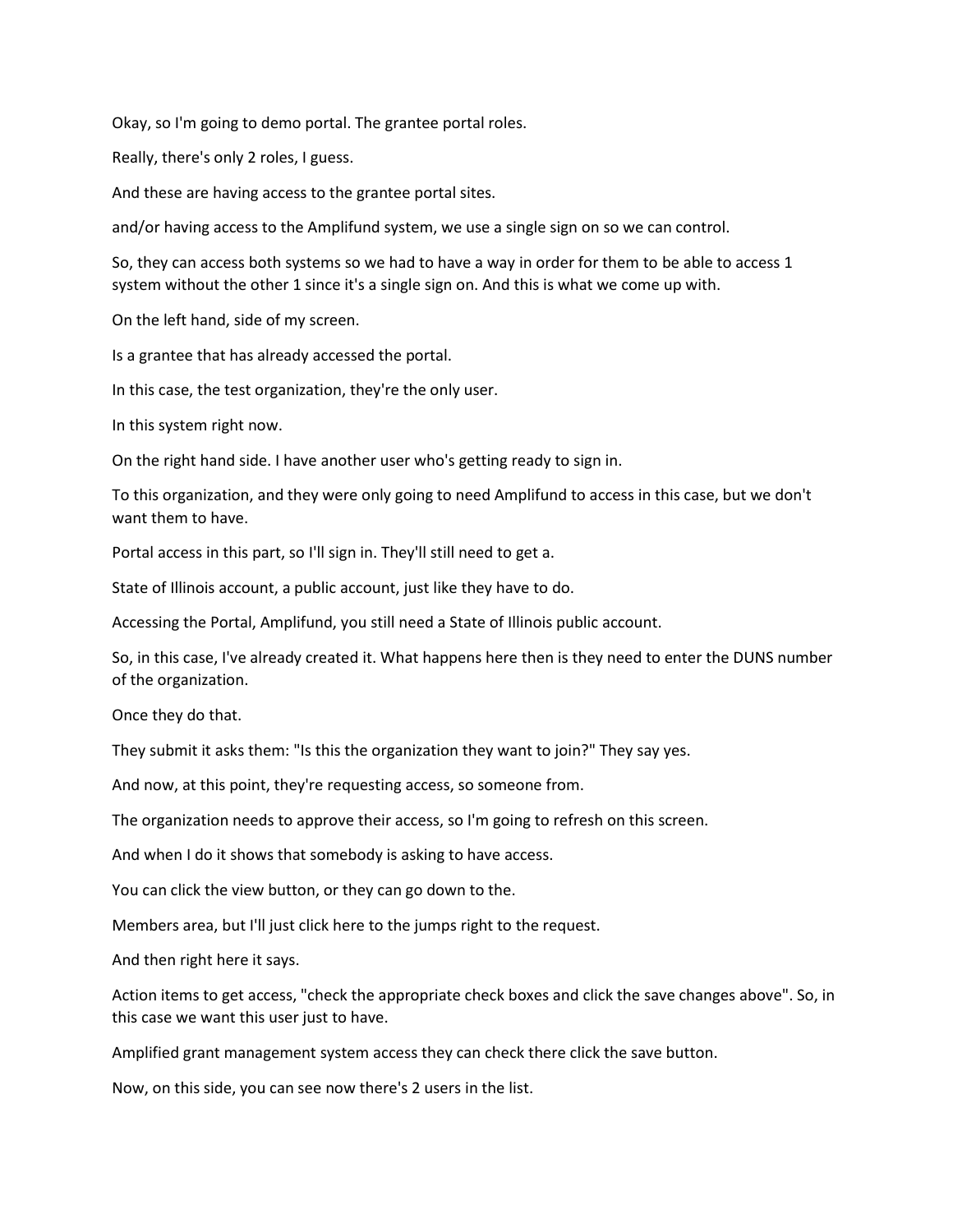Okay, so I'm going to demo portal. The grantee portal roles.

Really, there's only 2 roles, I guess.

And these are having access to the grantee portal sites.

and/or having access to the Amplifund system, we use a single sign on so we can control.

So, they can access both systems so we had to have a way in order for them to be able to access 1 system without the other 1 since it's a single sign on. And this is what we come up with.

On the left hand, side of my screen.

Is a grantee that has already accessed the portal.

In this case, the test organization, they're the only user.

In this system right now.

On the right hand side. I have another user who's getting ready to sign in.

To this organization, and they were only going to need Amplifund to access in this case, but we don't want them to have.

Portal access in this part, so I'll sign in. They'll still need to get a.

State of Illinois account, a public account, just like they have to do.

Accessing the Portal, Amplifund, you still need a State of Illinois public account.

So, in this case, I've already created it. What happens here then is they need to enter the DUNS number of the organization.

Once they do that.

They submit it asks them: "Is this the organization they want to join?" They say yes.

And now, at this point, they're requesting access, so someone from.

The organization needs to approve their access, so I'm going to refresh on this screen.

And when I do it shows that somebody is asking to have access.

You can click the view button, or they can go down to the.

Members area, but I'll just click here to the jumps right to the request.

And then right here it says.

Action items to get access, "check the appropriate check boxes and click the save changes above". So, in this case we want this user just to have.

Amplified grant management system access they can check there click the save button.

Now, on this side, you can see now there's 2 users in the list.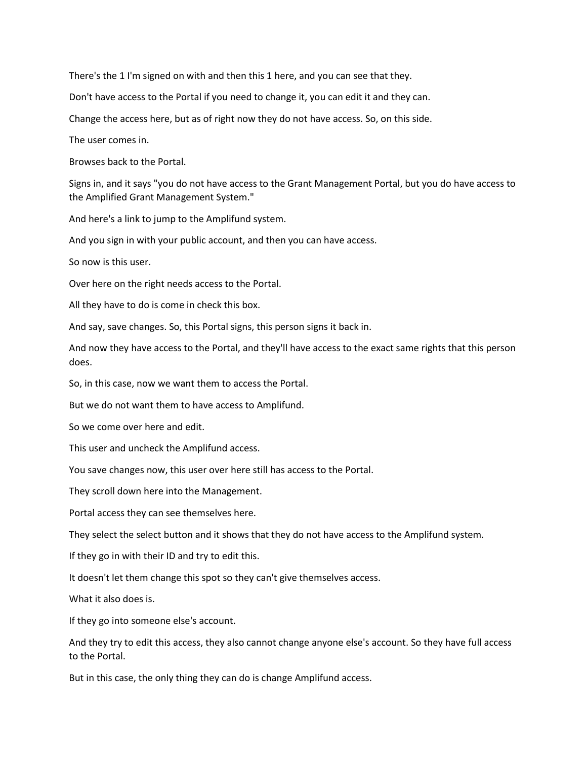There's the 1 I'm signed on with and then this 1 here, and you can see that they.

Don't have access to the Portal if you need to change it, you can edit it and they can.

Change the access here, but as of right now they do not have access. So, on this side.

The user comes in.

Browses back to the Portal.

Signs in, and it says "you do not have access to the Grant Management Portal, but you do have access to the Amplified Grant Management System."

And here's a link to jump to the Amplifund system.

And you sign in with your public account, and then you can have access.

So now is this user.

Over here on the right needs access to the Portal.

All they have to do is come in check this box.

And say, save changes. So, this Portal signs, this person signs it back in.

And now they have access to the Portal, and they'll have access to the exact same rights that this person does.

So, in this case, now we want them to access the Portal.

But we do not want them to have access to Amplifund.

So we come over here and edit.

This user and uncheck the Amplifund access.

You save changes now, this user over here still has access to the Portal.

They scroll down here into the Management.

Portal access they can see themselves here.

They select the select button and it shows that they do not have access to the Amplifund system.

If they go in with their ID and try to edit this.

It doesn't let them change this spot so they can't give themselves access.

What it also does is.

If they go into someone else's account.

And they try to edit this access, they also cannot change anyone else's account. So they have full access to the Portal.

But in this case, the only thing they can do is change Amplifund access.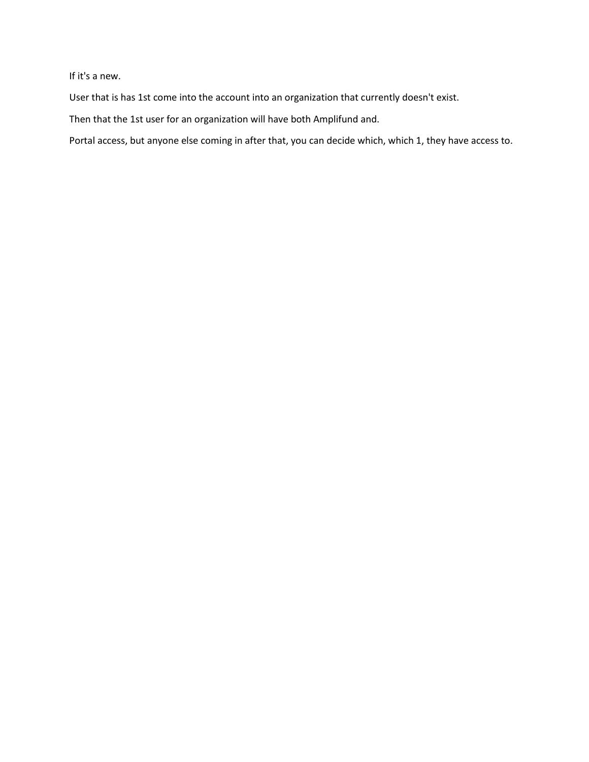If it's a new.

User that is has 1st come into the account into an organization that currently doesn't exist.

Then that the 1st user for an organization will have both Amplifund and.

Portal access, but anyone else coming in after that, you can decide which, which 1, they have access to.